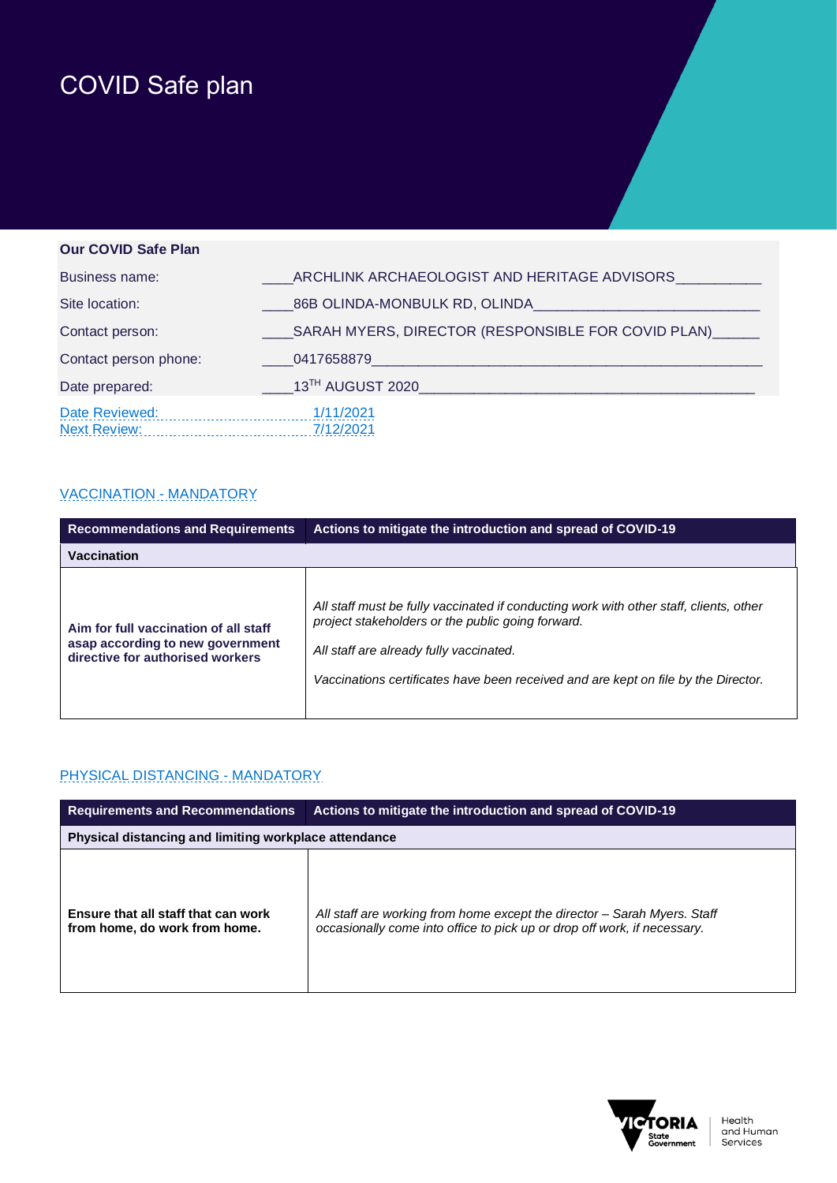# COVID Safe plan

| Our COVID Safe Plan | |
|---|---|
| Business name: | ARCHLINK ARCHAEOLOGIST AND HERITAGE ADVISORS |
| Site location: | 86B OLINDA-MONBULK RD, OLINDA |
| Contact person: | SARAH MYERS, DIRECTOR (RESPONSIBLE FOR COVID PLAN) |
| Contact person phone: | 0417658879 |
| Date prepared: | 13TH AUGUST 2020 |
| Date Reviewed: | 1/11/2021 |
| Next Review: | 7/12/2021 |

## VACCINATION - MANDATORY

| Recommendations and Requirements | Actions to mitigate the introduction and spread of COVID-19 |
|---|---|
| **Vaccination** | |
| **Aim for full vaccination of all staff asap according to new government directive for authorised workers** | *All staff must be fully vaccinated if conducting work with other staff, clients, other project stakeholders or the public going forward.*<br><br>*All staff are already fully vaccinated.*<br><br>*Vaccinations certificates have been received and are kept on file by the Director.* |

## PHYSICAL DISTANCING - MANDATORY

| Requirements and Recommendations | Actions to mitigate the introduction and spread of COVID-19 |
|---|---|
| **Physical distancing and limiting workplace attendance** | |
| **Ensure that all staff that can work from home, do work from home.** | *All staff are working from home except the director – Sarah Myers. Staff occasionally come into office to pick up or drop off work, if necessary.* |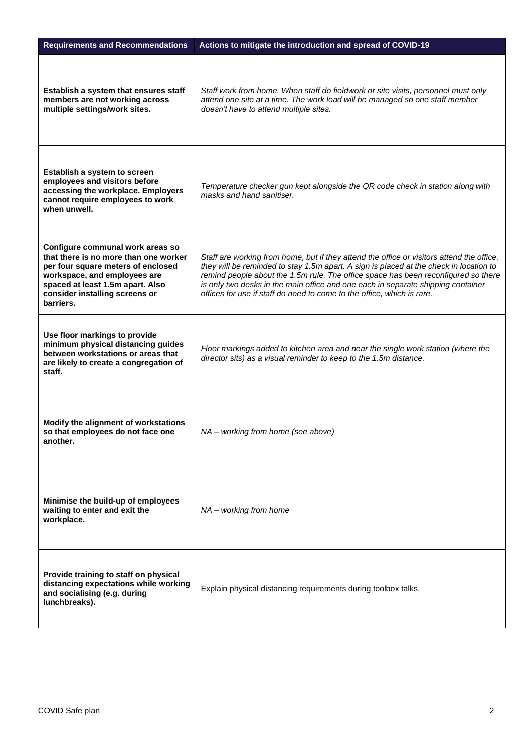| **Requirements and Recommendations** | **Actions to mitigate the introduction and spread of COVID-19** |
| --- | --- |
| **Establish a system that ensures staff members are not working across multiple settings/work sites.** | *Staff work from home. When staff do fieldwork or site visits, personnel must only attend one site at a time. The work load will be managed so one staff member doesn't have to attend multiple sites.* |
| **Establish a system to screen employees and visitors before accessing the workplace. Employers cannot require employees to work when unwell.** | *Temperature checker gun kept alongside the QR code check in station along with masks and hand sanitiser.* |
| **Configure communal work areas so that there is no more than one worker per four square meters of enclosed workspace, and employees are spaced at least 1.5m apart. Also consider installing screens or barriers.** | *Staff are working from home, but if they attend the office or visitors attend the office, they will be reminded to stay 1.5m apart. A sign is placed at the check in location to remind people about the 1.5m rule. The office space has been reconfigured so there is only two desks in the main office and one each in separate shipping container offices for use if staff do need to come to the office, which is rare.* |
| **Use floor markings to provide minimum physical distancing guides between workstations or areas that are likely to create a congregation of staff.** | *Floor markings added to kitchen area and near the single work station (where the director sits) as a visual reminder to keep to the 1.5m distance.* |
| **Modify the alignment of workstations so that employees do not face one another.** | *NA – working from home (see above)* |
| **Minimise the build-up of employees waiting to enter and exit the workplace.** | *NA – working from home* |
| **Provide training to staff on physical distancing expectations while working and socialising (e.g. during lunchbreaks).** | Explain physical distancing requirements during toolbox talks. |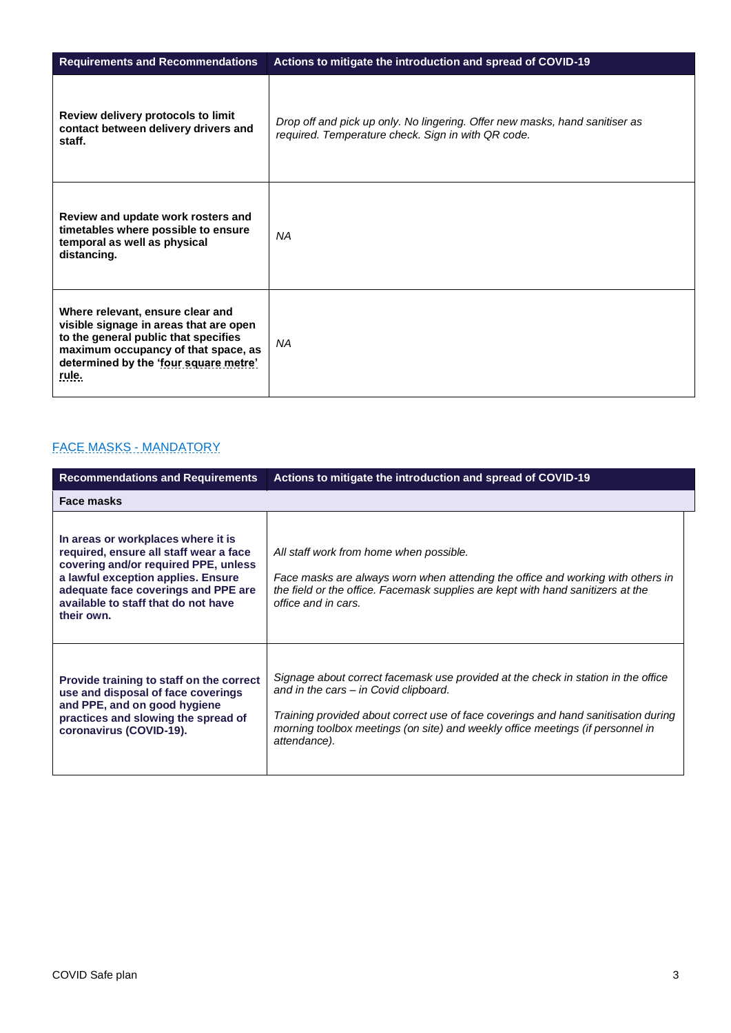| Requirements and Recommendations | Actions to mitigate the introduction and spread of COVID-19 |
| --- | --- |
| **Review delivery protocols to limit contact between delivery drivers and staff.** | *Drop off and pick up only. No lingering. Offer new masks, hand sanitiser as required. Temperature check. Sign in with QR code.* |
| **Review and update work rosters and timetables where possible to ensure temporal as well as physical distancing.** | *NA* |
| **Where relevant, ensure clear and visible signage in areas that are open to the general public that specifies maximum occupancy of that space, as determined by the 'four square metre' rule.** | *NA* |

## FACE MASKS - MANDATORY

| Recommendations and Requirements | Actions to mitigate the introduction and spread of COVID-19 |
| --- | --- |
| **Face masks** | |
| **In areas or workplaces where it is required, ensure all staff wear a face covering and/or required PPE, unless a lawful exception applies. Ensure adequate face coverings and PPE are available to staff that do not have their own.** | *All staff work from home when possible.*<br><br>*Face masks are always worn when attending the office and working with others in the field or the office. Facemask supplies are kept with hand sanitizers at the office and in cars.* |
| **Provide training to staff on the correct use and disposal of face coverings and PPE, and on good hygiene practices and slowing the spread of coronavirus (COVID-19).** | *Signage about correct facemask use provided at the check in station in the office and in the cars – in Covid clipboard.*<br><br>*Training provided about correct use of face coverings and hand sanitisation during morning toolbox meetings (on site) and weekly office meetings (if personnel in attendance).* |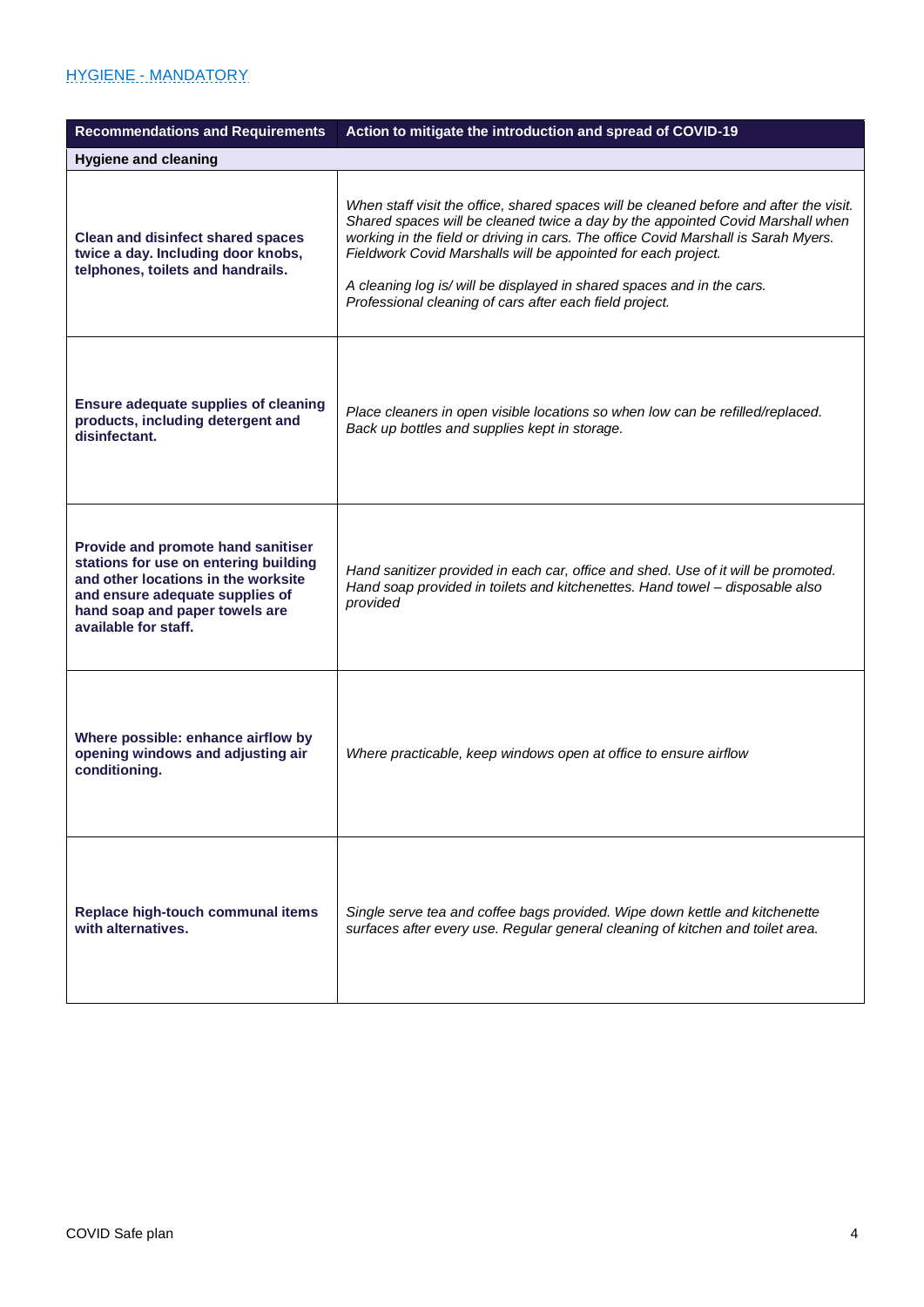## HYGIENE - MANDATORY

| Recommendations and Requirements | Action to mitigate the introduction and spread of COVID-19 |
|---|---|
| **Hygiene and cleaning** | |
| **Clean and disinfect shared spaces twice a day. Including door knobs, telphones, toilets and handrails.** | *When staff visit the office, shared spaces will be cleaned before and after the visit. Shared spaces will be cleaned twice a day by the appointed Covid Marshall when working in the field or driving in cars. The office Covid Marshall is Sarah Myers. Fieldwork Covid Marshalls will be appointed for each project.*<br><br>*A cleaning log is/ will be displayed in shared spaces and in the cars. Professional cleaning of cars after each field project.* |
| **Ensure adequate supplies of cleaning products, including detergent and disinfectant.** | *Place cleaners in open visible locations so when low can be refilled/replaced. Back up bottles and supplies kept in storage.* |
| **Provide and promote hand sanitiser stations for use on entering building and other locations in the worksite and ensure adequate supplies of hand soap and paper towels are available for staff.** | *Hand sanitizer provided in each car, office and shed. Use of it will be promoted. Hand soap provided in toilets and kitchenettes. Hand towel – disposable also provided* |
| **Where possible: enhance airflow by opening windows and adjusting air conditioning.** | *Where practicable, keep windows open at office to ensure airflow* |
| **Replace high-touch communal items with alternatives.** | *Single serve tea and coffee bags provided. Wipe down kettle and kitchenette surfaces after every use. Regular general cleaning of kitchen and toilet area.* |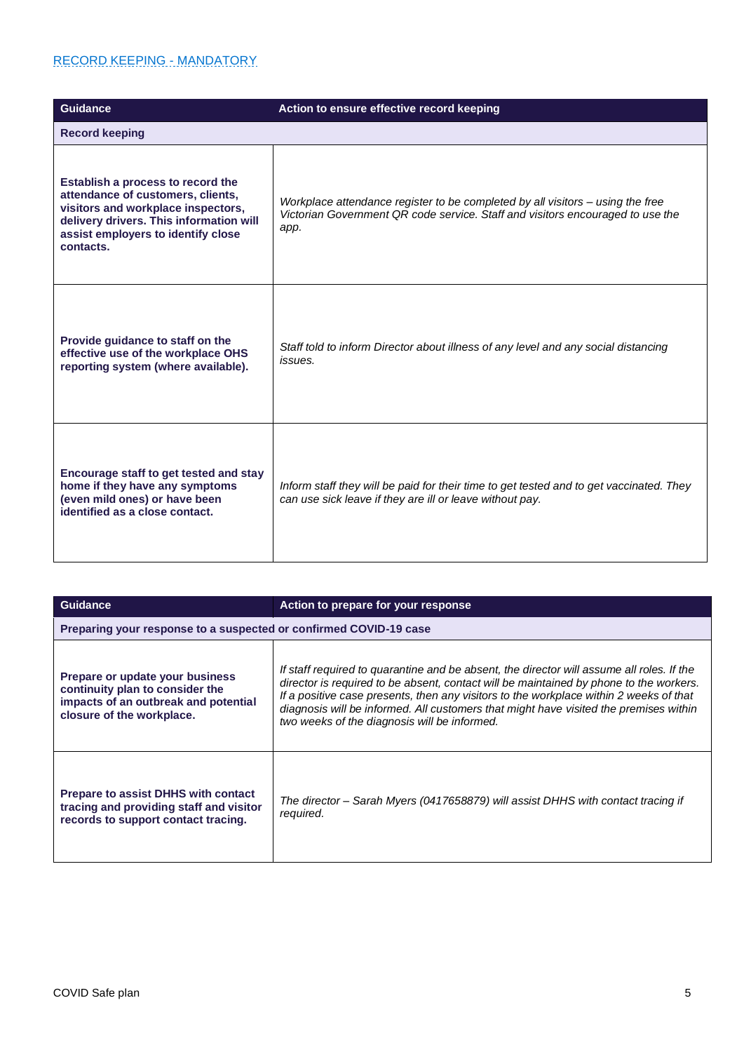[RECORD KEEPING - MANDATORY]

| Guidance | Action to ensure effective record keeping |
|---|---|
| **Record keeping** | |
| **Establish a process to record the attendance of customers, clients, visitors and workplace inspectors, delivery drivers. This information will assist employers to identify close contacts.** | *Workplace attendance register to be completed by all visitors – using the free Victorian Government QR code service. Staff and visitors encouraged to use the app.* |
| **Provide guidance to staff on the effective use of the workplace OHS reporting system (where available).** | *Staff told to inform Director about illness of any level and any social distancing issues.* |
| **Encourage staff to get tested and stay home if they have any symptoms (even mild ones) or have been identified as a close contact.** | *Inform staff they will be paid for their time to get tested and to get vaccinated. They can use sick leave if they are ill or leave without pay.* |

| Guidance | Action to prepare for your response |
|---|---|
| **Preparing your response to a suspected or confirmed COVID-19 case** | |
| **Prepare or update your business continuity plan to consider the impacts of an outbreak and potential closure of the workplace.** | *If staff required to quarantine and be absent, the director will assume all roles. If the director is required to be absent, contact will be maintained by phone to the workers. If a positive case presents, then any visitors to the workplace within 2 weeks of that diagnosis will be informed. All customers that might have visited the premises within two weeks of the diagnosis will be informed.* |
| **Prepare to assist DHHS with contact tracing and providing staff and visitor records to support contact tracing.** | *The director – Sarah Myers (0417658879) will assist DHHS with contact tracing if required.* |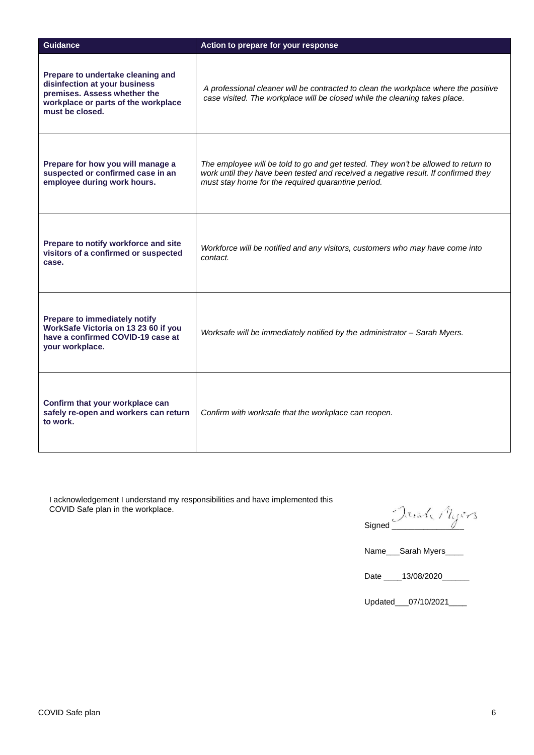| Guidance | Action to prepare for your response |
| --- | --- |
| **Prepare to undertake cleaning and disinfection at your business premises. Assess whether the workplace or parts of the workplace must be closed.** | *A professional cleaner will be contracted to clean the workplace where the positive case visited. The workplace will be closed while the cleaning takes place.* |
| **Prepare for how you will manage a suspected or confirmed case in an employee during work hours.** | *The employee will be told to go and get tested. They won't be allowed to return to work until they have been tested and received a negative result. If confirmed they must stay home for the required quarantine period.* |
| **Prepare to notify workforce and site visitors of a confirmed or suspected case.** | *Workforce will be notified and any visitors, customers who may have come into contact.* |
| **Prepare to immediately notify WorkSafe Victoria on 13 23 60 if you have a confirmed COVID-19 case at your workplace.** | *Worksafe will be immediately notified by the administrator – Sarah Myers.* |
| **Confirm that your workplace can safely re-open and workers can return to work.** | *Confirm with worksafe that the workplace can reopen.* |

I acknowledgement I understand my responsibilities and have implemented this COVID Safe plan in the workplace.

Signed Sarah Myers

Name___Sarah Myers____

Date ____13/08/2020______

Updated___07/10/2021____